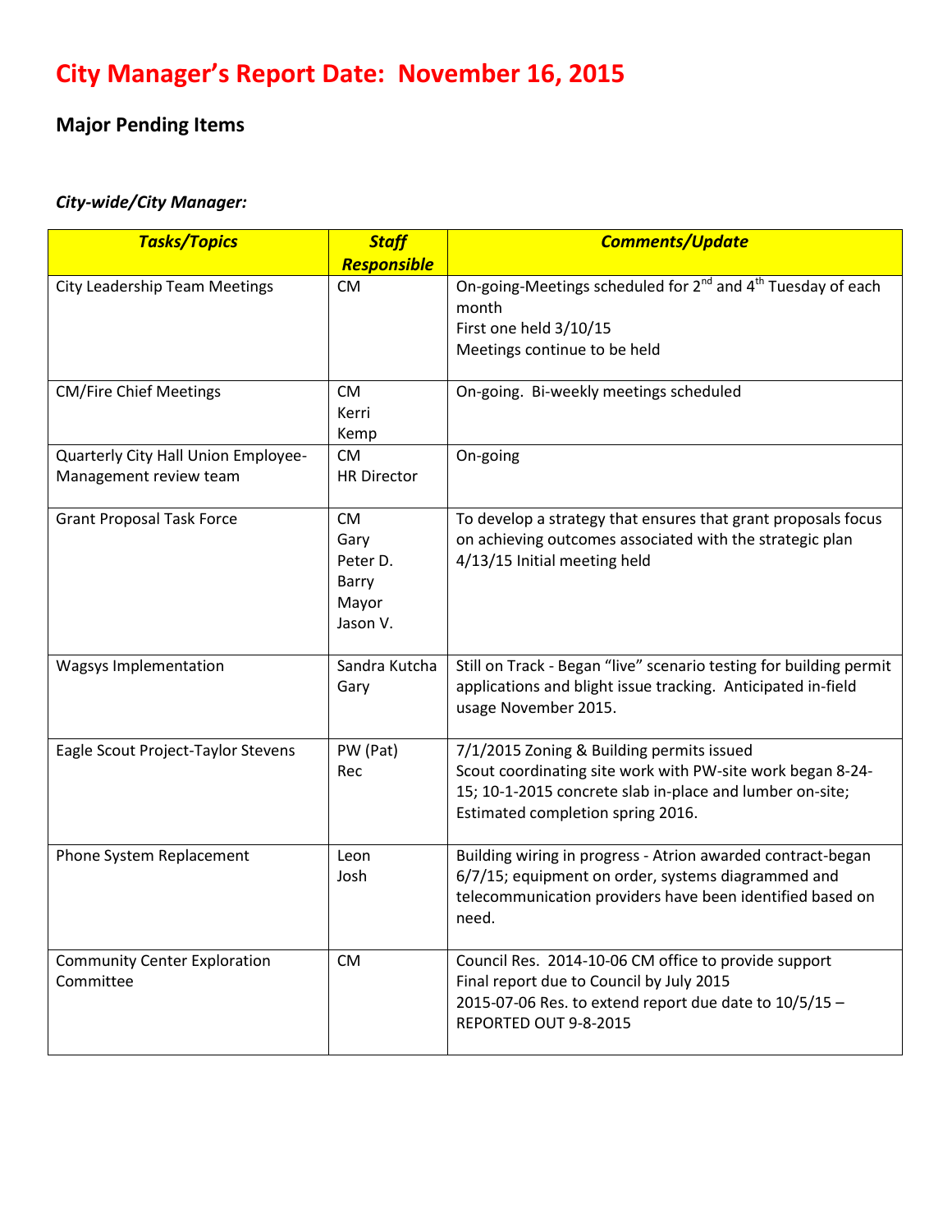# City Manager's Report Date: November 16, 2015

## Major Pending Items

### *City-wide/City Manager:*

| *Tasks/Topics* | *Staff Responsible* | *Comments/Update* |
|---|---|---|
| City Leadership Team Meetings | CM | On-going-Meetings scheduled for 2nd and 4th Tuesday of each month<br>First one held 3/10/15<br>Meetings continue to be held |
| CM/Fire Chief Meetings | CM<br>Kerri<br>Kemp | On-going. Bi-weekly meetings scheduled |
| Quarterly City Hall Union Employee-Management review team | CM<br>HR Director | On-going |
| Grant Proposal Task Force | CM<br>Gary<br>Peter D.<br>Barry<br>Mayor<br>Jason V. | To develop a strategy that ensures that grant proposals focus on achieving outcomes associated with the strategic plan<br>4/13/15 Initial meeting held |
| Wagsys Implementation | Sandra Kutcha<br>Gary | Still on Track - Began "live" scenario testing for building permit applications and blight issue tracking. Anticipated in-field usage November 2015. |
| Eagle Scout Project-Taylor Stevens | PW (Pat)<br>Rec | 7/1/2015 Zoning & Building permits issued<br>Scout coordinating site work with PW-site work began 8-24-15; 10-1-2015 concrete slab in-place and lumber on-site; Estimated completion spring 2016. |
| Phone System Replacement | Leon<br>Josh | Building wiring in progress - Atrion awarded contract-began 6/7/15; equipment on order, systems diagrammed and telecommunication providers have been identified based on need. |
| Community Center Exploration Committee | CM | Council Res. 2014-10-06 CM office to provide support<br>Final report due to Council by July 2015<br>2015-07-06 Res. to extend report due date to 10/5/15 – REPORTED OUT 9-8-2015 |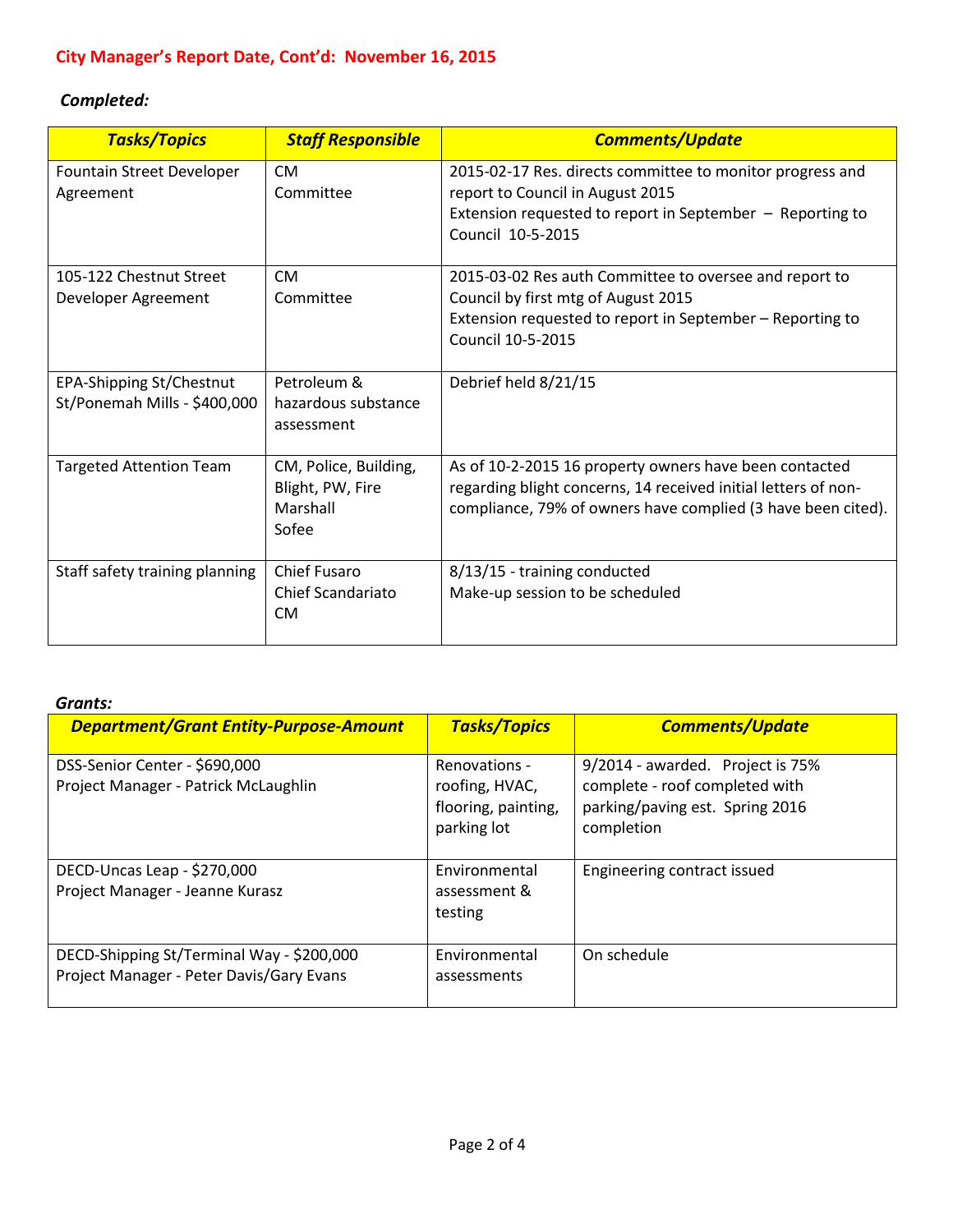## City Manager's Report Date, Cont'd: November 16, 2015

***Completed:***

| ***Tasks/Topics*** | ***Staff Responsible*** | ***Comments/Update*** |
|---|---|---|
| Fountain Street Developer Agreement | CM<br>Committee | 2015-02-17 Res. directs committee to monitor progress and report to Council in August 2015<br>Extension requested to report in September – Reporting to Council 10-5-2015 |
| 105-122 Chestnut Street Developer Agreement | CM<br>Committee | 2015-03-02 Res auth Committee to oversee and report to Council by first mtg of August 2015<br>Extension requested to report in September – Reporting to Council 10-5-2015 |
| EPA-Shipping St/Chestnut St/Ponemah Mills - $400,000 | Petroleum & hazardous substance assessment | Debrief held 8/21/15 |
| Targeted Attention Team | CM, Police, Building, Blight, PW, Fire Marshall<br>Sofee | As of 10-2-2015 16 property owners have been contacted regarding blight concerns, 14 received initial letters of non-compliance, 79% of owners have complied (3 have been cited). |
| Staff safety training planning | Chief Fusaro<br>Chief Scandariato<br>CM | 8/13/15 - training conducted<br>Make-up session to be scheduled |

***Grants:***

| ***Department/Grant Entity-Purpose-Amount*** | ***Tasks/Topics*** | ***Comments/Update*** |
|---|---|---|
| DSS-Senior Center - $690,000<br>Project Manager - Patrick McLaughlin | Renovations - roofing, HVAC, flooring, painting, parking lot | 9/2014 - awarded. Project is 75% complete - roof completed with parking/paving est. Spring 2016 completion |
| DECD-Uncas Leap - $270,000<br>Project Manager - Jeanne Kurasz | Environmental assessment & testing | Engineering contract issued |
| DECD-Shipping St/Terminal Way - $200,000<br>Project Manager - Peter Davis/Gary Evans | Environmental assessments | On schedule |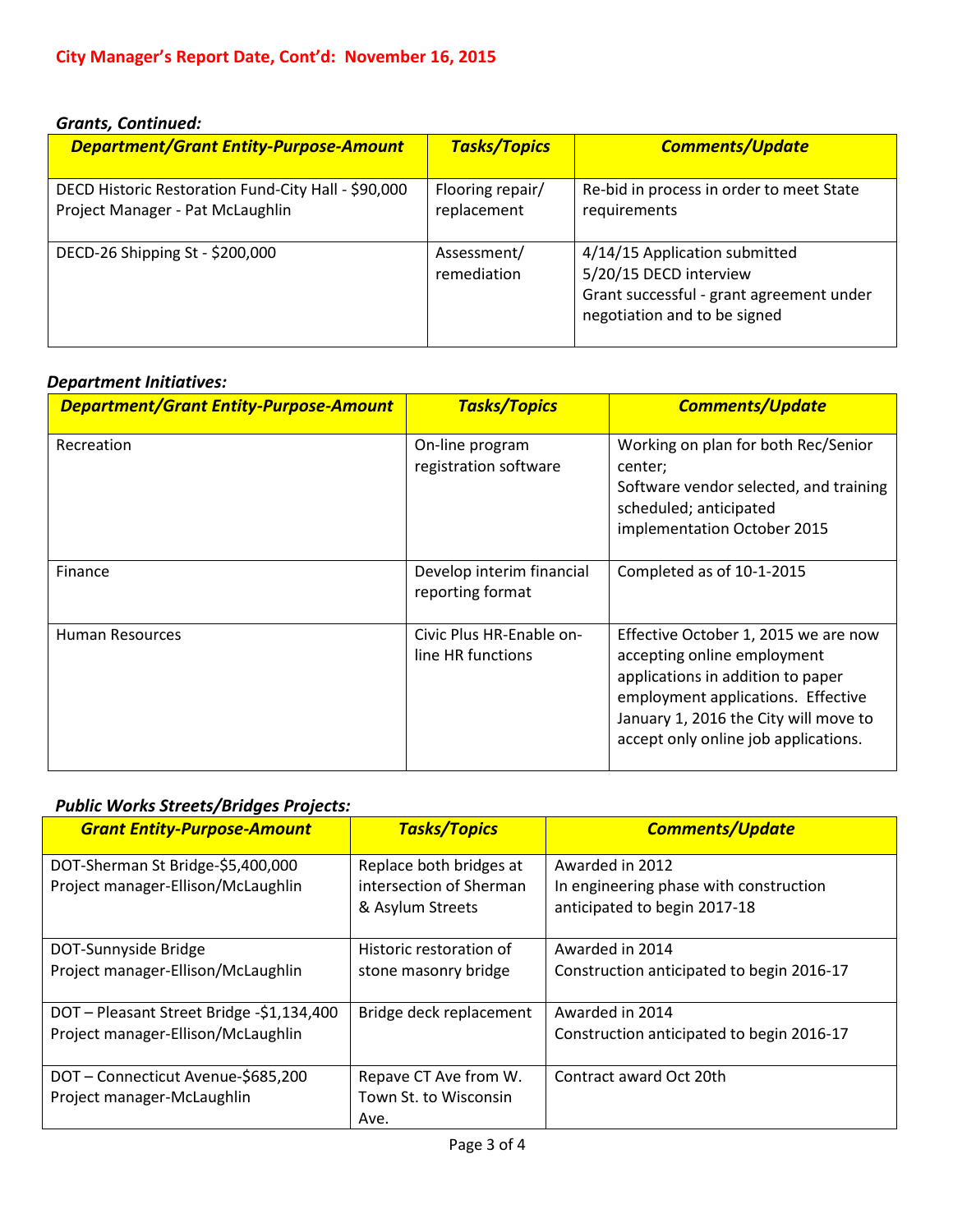**City Manager's Report Date, Cont'd: November 16, 2015**

***Grants, Continued:***

| ***Department/Grant Entity-Purpose-Amount*** | ***Tasks/Topics*** | ***Comments/Update*** |
|---|---|---|
| DECD Historic Restoration Fund-City Hall - $90,000<br>Project Manager - Pat McLaughlin | Flooring repair/ replacement | Re-bid in process in order to meet State requirements |
| DECD-26 Shipping St - $200,000 | Assessment/ remediation | 4/14/15 Application submitted<br>5/20/15 DECD interview<br>Grant successful - grant agreement under negotiation and to be signed |

***Department Initiatives:***

| ***Department/Grant Entity-Purpose-Amount*** | ***Tasks/Topics*** | ***Comments/Update*** |
|---|---|---|
| Recreation | On-line program registration software | Working on plan for both Rec/Senior center;<br>Software vendor selected, and training scheduled; anticipated implementation October 2015 |
| Finance | Develop interim financial reporting format | Completed as of 10-1-2015 |
| Human Resources | Civic Plus HR-Enable on-line HR functions | Effective October 1, 2015 we are now accepting online employment applications in addition to paper employment applications. Effective January 1, 2016 the City will move to accept only online job applications. |

***Public Works Streets/Bridges Projects:***

| ***Grant Entity-Purpose-Amount*** | ***Tasks/Topics*** | ***Comments/Update*** |
|---|---|---|
| DOT-Sherman St Bridge-$5,400,000<br>Project manager-Ellison/McLaughlin | Replace both bridges at intersection of Sherman & Asylum Streets | Awarded in 2012<br>In engineering phase with construction anticipated to begin 2017-18 |
| DOT-Sunnyside Bridge<br>Project manager-Ellison/McLaughlin | Historic restoration of stone masonry bridge | Awarded in 2014<br>Construction anticipated to begin 2016-17 |
| DOT – Pleasant Street Bridge -$1,134,400<br>Project manager-Ellison/McLaughlin | Bridge deck replacement | Awarded in 2014<br>Construction anticipated to begin 2016-17 |
| DOT – Connecticut Avenue-$685,200<br>Project manager-McLaughlin | Repave CT Ave from W. Town St. to Wisconsin Ave. | Contract award Oct 20th |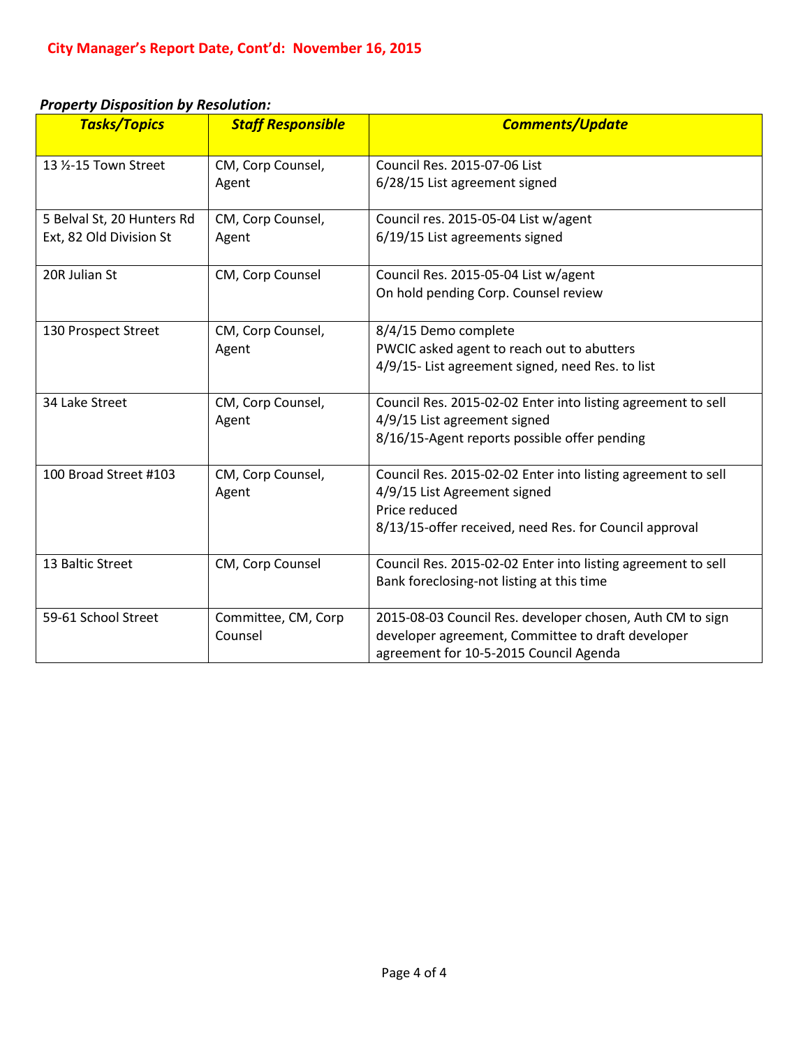**City Manager's Report Date, Cont'd: November 16, 2015**

***Property Disposition by Resolution:***

| ***Tasks/Topics*** | ***Staff Responsible*** | ***Comments/Update*** |
|---|---|---|
| 13 ½-15 Town Street | CM, Corp Counsel, Agent | Council Res. 2015-07-06 List<br>6/28/15 List agreement signed |
| 5 Belval St, 20 Hunters Rd Ext, 82 Old Division St | CM, Corp Counsel, Agent | Council res. 2015-05-04 List w/agent<br>6/19/15 List agreements signed |
| 20R Julian St | CM, Corp Counsel | Council Res. 2015-05-04 List w/agent<br>On hold pending Corp. Counsel review |
| 130 Prospect Street | CM, Corp Counsel, Agent | 8/4/15 Demo complete<br>PWCIC asked agent to reach out to abutters<br>4/9/15- List agreement signed, need Res. to list |
| 34 Lake Street | CM, Corp Counsel, Agent | Council Res. 2015-02-02 Enter into listing agreement to sell<br>4/9/15 List agreement signed<br>8/16/15-Agent reports possible offer pending |
| 100 Broad Street #103 | CM, Corp Counsel, Agent | Council Res. 2015-02-02 Enter into listing agreement to sell<br>4/9/15 List Agreement signed<br>Price reduced<br>8/13/15-offer received, need Res. for Council approval |
| 13 Baltic Street | CM, Corp Counsel | Council Res. 2015-02-02 Enter into listing agreement to sell<br>Bank foreclosing-not listing at this time |
| 59-61 School Street | Committee, CM, Corp Counsel | 2015-08-03 Council Res. developer chosen, Auth CM to sign developer agreement, Committee to draft developer agreement for 10-5-2015 Council Agenda |